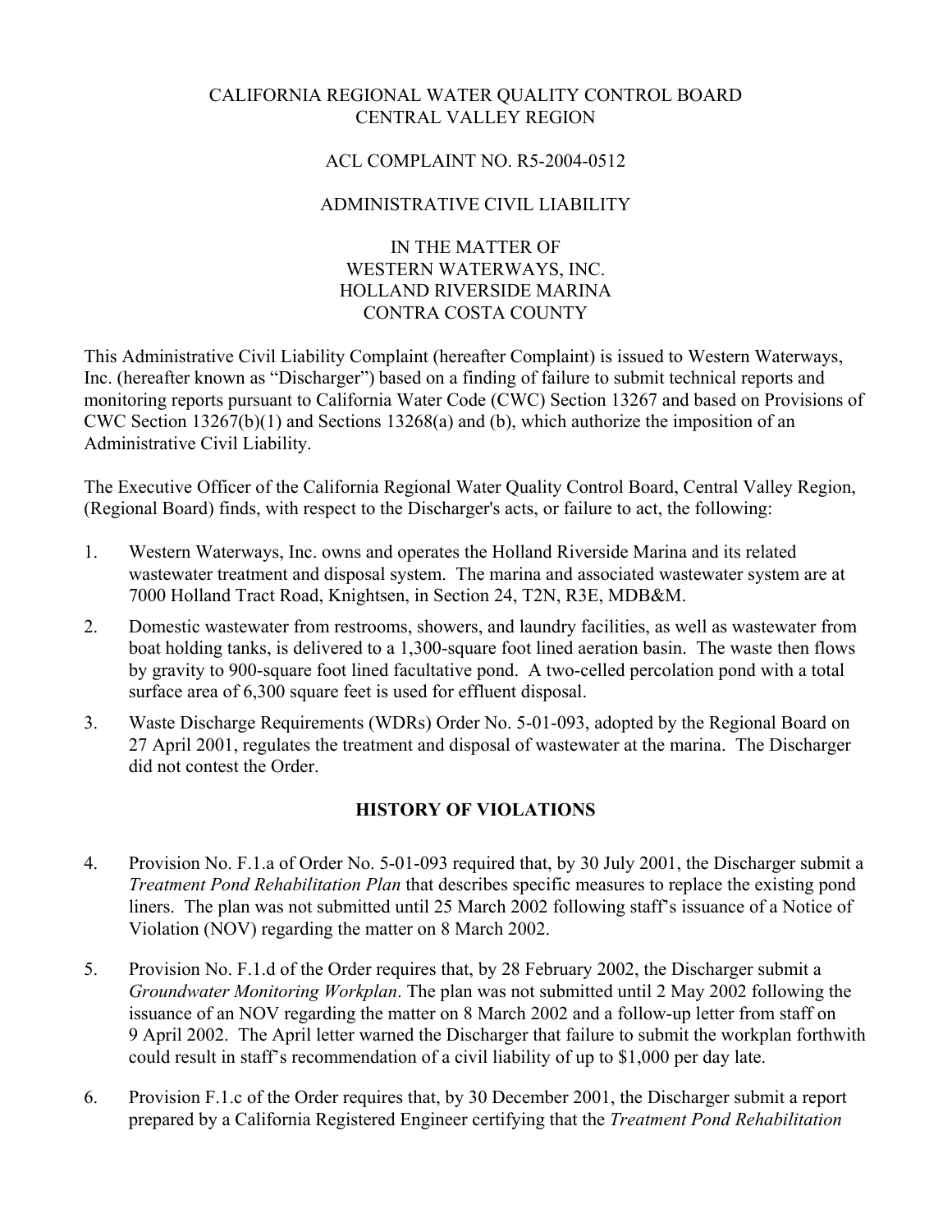CALIFORNIA REGIONAL WATER QUALITY CONTROL BOARD
CENTRAL VALLEY REGION

ACL COMPLAINT NO. R5-2004-0512

ADMINISTRATIVE CIVIL LIABILITY

IN THE MATTER OF
WESTERN WATERWAYS, INC.
HOLLAND RIVERSIDE MARINA
CONTRA COSTA COUNTY

This Administrative Civil Liability Complaint (hereafter Complaint) is issued to Western Waterways, Inc. (hereafter known as "Discharger") based on a finding of failure to submit technical reports and monitoring reports pursuant to California Water Code (CWC) Section 13267 and based on Provisions of CWC Section 13267(b)(1) and Sections 13268(a) and (b), which authorize the imposition of an Administrative Civil Liability.

The Executive Officer of the California Regional Water Quality Control Board, Central Valley Region, (Regional Board) finds, with respect to the Discharger's acts, or failure to act, the following:

1. Western Waterways, Inc. owns and operates the Holland Riverside Marina and its related wastewater treatment and disposal system. The marina and associated wastewater system are at 7000 Holland Tract Road, Knightsen, in Section 24, T2N, R3E, MDB&M.
2. Domestic wastewater from restrooms, showers, and laundry facilities, as well as wastewater from boat holding tanks, is delivered to a 1,300-square foot lined aeration basin. The waste then flows by gravity to 900-square foot lined facultative pond. A two-celled percolation pond with a total surface area of 6,300 square feet is used for effluent disposal.
3. Waste Discharge Requirements (WDRs) Order No. 5-01-093, adopted by the Regional Board on 27 April 2001, regulates the treatment and disposal of wastewater at the marina. The Discharger did not contest the Order.

## HISTORY OF VIOLATIONS

4. Provision No. F.1.a of Order No. 5-01-093 required that, by 30 July 2001, the Discharger submit a *Treatment Pond Rehabilitation Plan* that describes specific measures to replace the existing pond liners. The plan was not submitted until 25 March 2002 following staff's issuance of a Notice of Violation (NOV) regarding the matter on 8 March 2002.
5. Provision No. F.1.d of the Order requires that, by 28 February 2002, the Discharger submit a *Groundwater Monitoring Workplan*. The plan was not submitted until 2 May 2002 following the issuance of an NOV regarding the matter on 8 March 2002 and a follow-up letter from staff on 9 April 2002. The April letter warned the Discharger that failure to submit the workplan forthwith could result in staff's recommendation of a civil liability of up to $1,000 per day late.
6. Provision F.1.c of the Order requires that, by 30 December 2001, the Discharger submit a report prepared by a California Registered Engineer certifying that the *Treatment Pond Rehabilitation*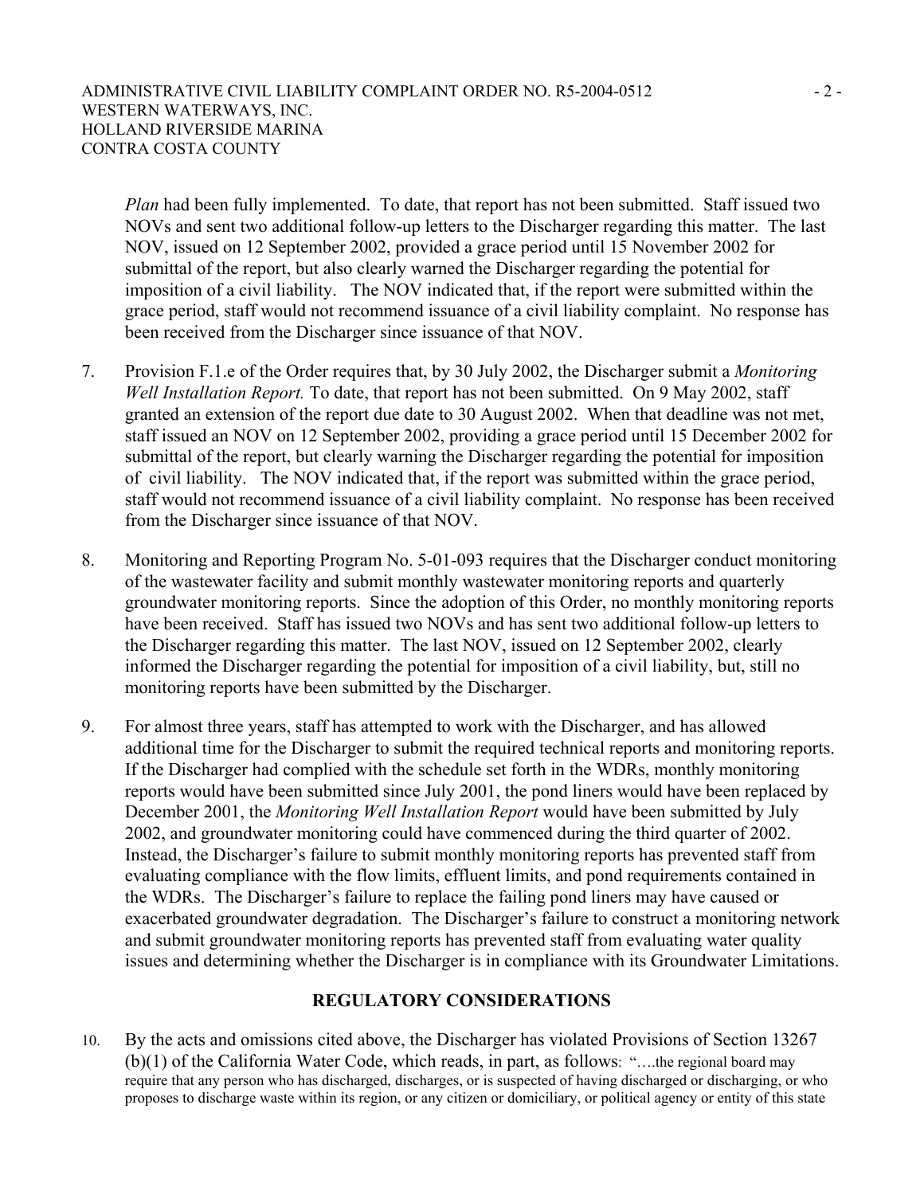*Plan* had been fully implemented. To date, that report has not been submitted. Staff issued two NOVs and sent two additional follow-up letters to the Discharger regarding this matter. The last NOV, issued on 12 September 2002, provided a grace period until 15 November 2002 for submittal of the report, but also clearly warned the Discharger regarding the potential for imposition of a civil liability. The NOV indicated that, if the report were submitted within the grace period, staff would not recommend issuance of a civil liability complaint. No response has been received from the Discharger since issuance of that NOV.

7. Provision F.1.e of the Order requires that, by 30 July 2002, the Discharger submit a *Monitoring Well Installation Report.* To date, that report has not been submitted. On 9 May 2002, staff granted an extension of the report due date to 30 August 2002. When that deadline was not met, staff issued an NOV on 12 September 2002, providing a grace period until 15 December 2002 for submittal of the report, but clearly warning the Discharger regarding the potential for imposition of civil liability. The NOV indicated that, if the report was submitted within the grace period, staff would not recommend issuance of a civil liability complaint. No response has been received from the Discharger since issuance of that NOV.

8. Monitoring and Reporting Program No. 5-01-093 requires that the Discharger conduct monitoring of the wastewater facility and submit monthly wastewater monitoring reports and quarterly groundwater monitoring reports. Since the adoption of this Order, no monthly monitoring reports have been received. Staff has issued two NOVs and has sent two additional follow-up letters to the Discharger regarding this matter. The last NOV, issued on 12 September 2002, clearly informed the Discharger regarding the potential for imposition of a civil liability, but, still no monitoring reports have been submitted by the Discharger.

9. For almost three years, staff has attempted to work with the Discharger, and has allowed additional time for the Discharger to submit the required technical reports and monitoring reports. If the Discharger had complied with the schedule set forth in the WDRs, monthly monitoring reports would have been submitted since July 2001, the pond liners would have been replaced by December 2001, the *Monitoring Well Installation Report* would have been submitted by July 2002, and groundwater monitoring could have commenced during the third quarter of 2002. Instead, the Discharger's failure to submit monthly monitoring reports has prevented staff from evaluating compliance with the flow limits, effluent limits, and pond requirements contained in the WDRs. The Discharger's failure to replace the failing pond liners may have caused or exacerbated groundwater degradation. The Discharger's failure to construct a monitoring network and submit groundwater monitoring reports has prevented staff from evaluating water quality issues and determining whether the Discharger is in compliance with its Groundwater Limitations.

## REGULATORY CONSIDERATIONS

10. By the acts and omissions cited above, the Discharger has violated Provisions of Section 13267 (b)(1) of the California Water Code, which reads, in part, as follows: "….the regional board may require that any person who has discharged, discharges, or is suspected of having discharged or discharging, or who proposes to discharge waste within its region, or any citizen or domiciliary, or political agency or entity of this state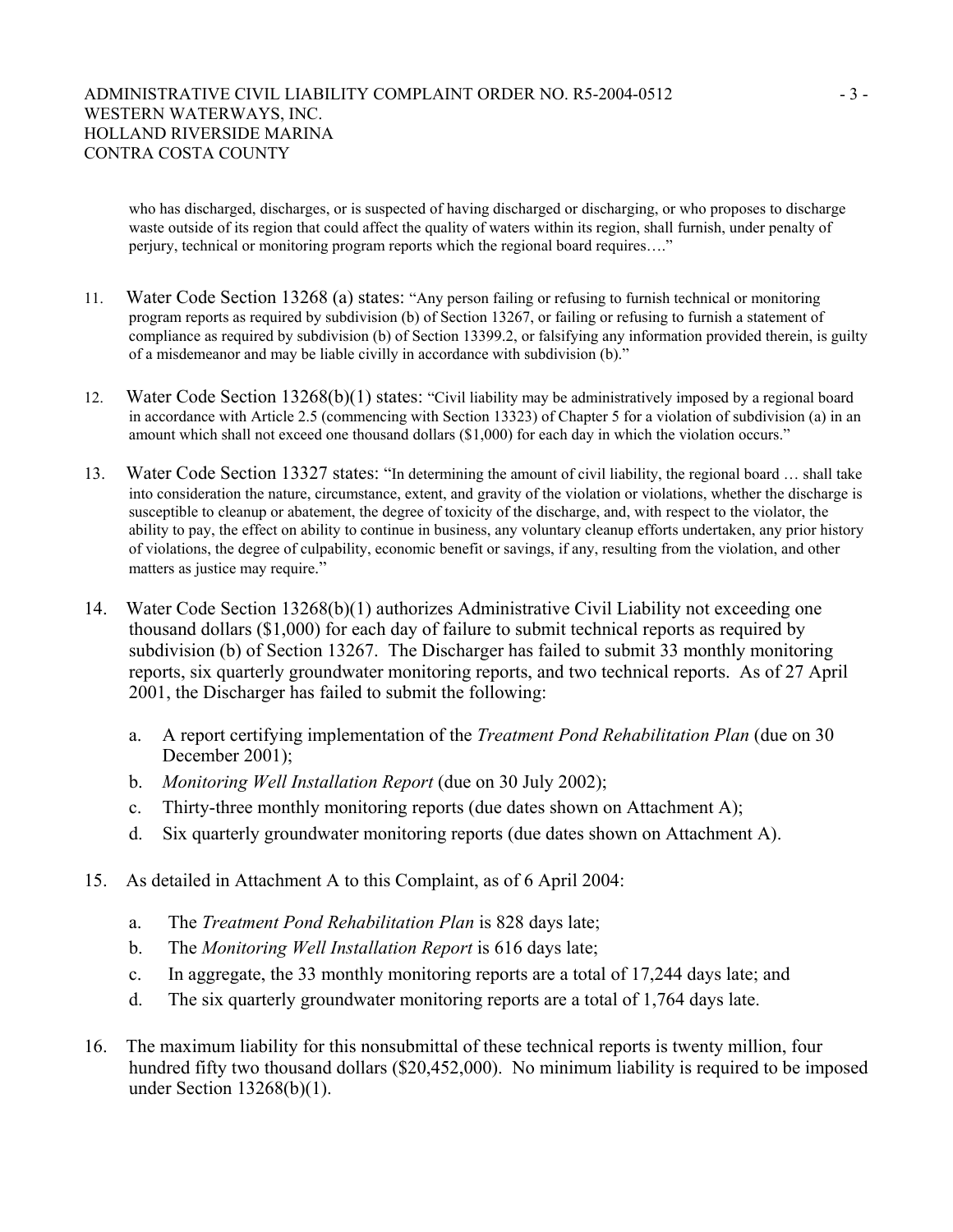who has discharged, discharges, or is suspected of having discharged or discharging, or who proposes to discharge waste outside of its region that could affect the quality of waters within its region, shall furnish, under penalty of perjury, technical or monitoring program reports which the regional board requires…."

11. Water Code Section 13268 (a) states: "Any person failing or refusing to furnish technical or monitoring program reports as required by subdivision (b) of Section 13267, or failing or refusing to furnish a statement of compliance as required by subdivision (b) of Section 13399.2, or falsifying any information provided therein, is guilty of a misdemeanor and may be liable civilly in accordance with subdivision (b)."

12. Water Code Section 13268(b)(1) states: "Civil liability may be administratively imposed by a regional board in accordance with Article 2.5 (commencing with Section 13323) of Chapter 5 for a violation of subdivision (a) in an amount which shall not exceed one thousand dollars ($1,000) for each day in which the violation occurs."

13. Water Code Section 13327 states: "In determining the amount of civil liability, the regional board … shall take into consideration the nature, circumstance, extent, and gravity of the violation or violations, whether the discharge is susceptible to cleanup or abatement, the degree of toxicity of the discharge, and, with respect to the violator, the ability to pay, the effect on ability to continue in business, any voluntary cleanup efforts undertaken, any prior history of violations, the degree of culpability, economic benefit or savings, if any, resulting from the violation, and other matters as justice may require."

14. Water Code Section 13268(b)(1) authorizes Administrative Civil Liability not exceeding one thousand dollars ($1,000) for each day of failure to submit technical reports as required by subdivision (b) of Section 13267. The Discharger has failed to submit 33 monthly monitoring reports, six quarterly groundwater monitoring reports, and two technical reports. As of 27 April 2001, the Discharger has failed to submit the following:

    a. A report certifying implementation of the *Treatment Pond Rehabilitation Plan* (due on 30 December 2001);
    b. *Monitoring Well Installation Report* (due on 30 July 2002);
    c. Thirty-three monthly monitoring reports (due dates shown on Attachment A);
    d. Six quarterly groundwater monitoring reports (due dates shown on Attachment A).

15. As detailed in Attachment A to this Complaint, as of 6 April 2004:

    a. The *Treatment Pond Rehabilitation Plan* is 828 days late;
    b. The *Monitoring Well Installation Report* is 616 days late;
    c. In aggregate, the 33 monthly monitoring reports are a total of 17,244 days late; and
    d. The six quarterly groundwater monitoring reports are a total of 1,764 days late.

16. The maximum liability for this nonsubmittal of these technical reports is twenty million, four hundred fifty two thousand dollars ($20,452,000). No minimum liability is required to be imposed under Section 13268(b)(1).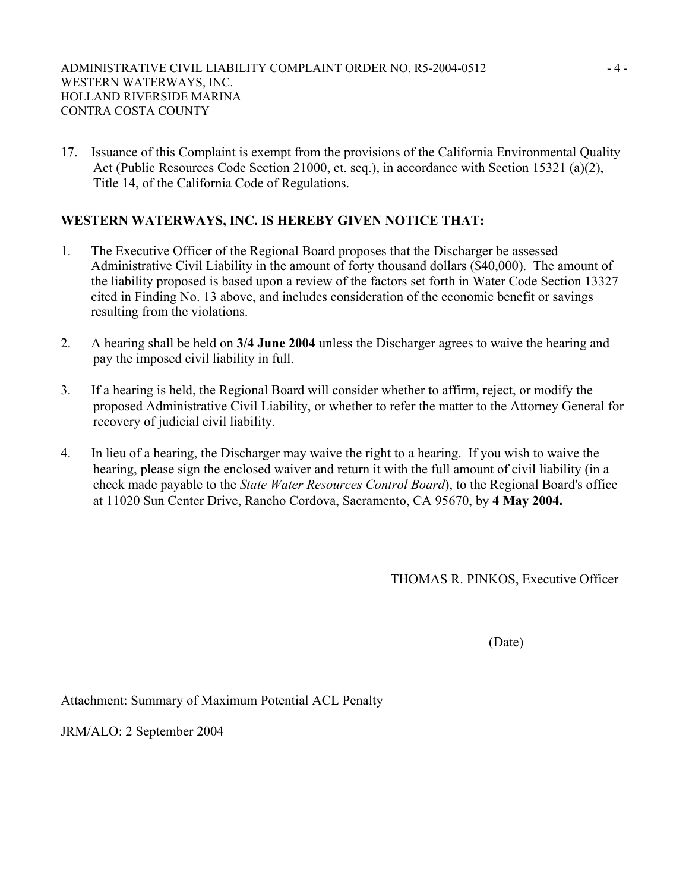17. Issuance of this Complaint is exempt from the provisions of the California Environmental Quality Act (Public Resources Code Section 21000, et. seq.), in accordance with Section 15321 (a)(2), Title 14, of the California Code of Regulations.

**WESTERN WATERWAYS, INC. IS HEREBY GIVEN NOTICE THAT:**

1. The Executive Officer of the Regional Board proposes that the Discharger be assessed Administrative Civil Liability in the amount of forty thousand dollars ($40,000). The amount of the liability proposed is based upon a review of the factors set forth in Water Code Section 13327 cited in Finding No. 13 above, and includes consideration of the economic benefit or savings resulting from the violations.

2. A hearing shall be held on **3/4 June 2004** unless the Discharger agrees to waive the hearing and pay the imposed civil liability in full.

3. If a hearing is held, the Regional Board will consider whether to affirm, reject, or modify the proposed Administrative Civil Liability, or whether to refer the matter to the Attorney General for recovery of judicial civil liability.

4. In lieu of a hearing, the Discharger may waive the right to a hearing. If you wish to waive the hearing, please sign the enclosed waiver and return it with the full amount of civil liability (in a check made payable to the *State Water Resources Control Board*), to the Regional Board's office at 11020 Sun Center Drive, Rancho Cordova, Sacramento, CA 95670, by **4 May 2004.**

THOMAS R. PINKOS, Executive Officer

(Date)

Attachment: Summary of Maximum Potential ACL Penalty

JRM/ALO: 2 September 2004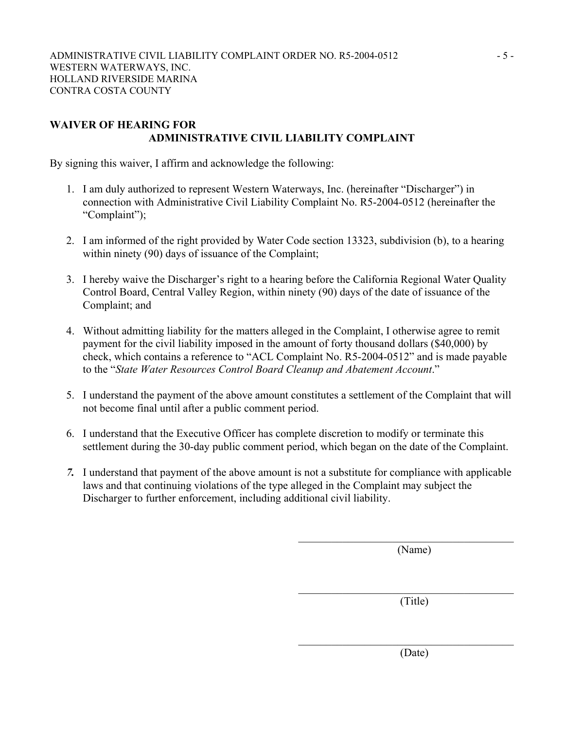## WAIVER OF HEARING FOR ADMINISTRATIVE CIVIL LIABILITY COMPLAINT

By signing this waiver, I affirm and acknowledge the following:

1. I am duly authorized to represent Western Waterways, Inc. (hereinafter "Discharger") in connection with Administrative Civil Liability Complaint No. R5-2004-0512 (hereinafter the "Complaint");

2. I am informed of the right provided by Water Code section 13323, subdivision (b), to a hearing within ninety (90) days of issuance of the Complaint;

3. I hereby waive the Discharger's right to a hearing before the California Regional Water Quality Control Board, Central Valley Region, within ninety (90) days of the date of issuance of the Complaint; and

4. Without admitting liability for the matters alleged in the Complaint, I otherwise agree to remit payment for the civil liability imposed in the amount of forty thousand dollars ($40,000) by check, which contains a reference to "ACL Complaint No. R5-2004-0512" and is made payable to the "*State Water Resources Control Board Cleanup and Abatement Account*."

5. I understand the payment of the above amount constitutes a settlement of the Complaint that will not become final until after a public comment period.

6. I understand that the Executive Officer has complete discretion to modify or terminate this settlement during the 30-day public comment period, which began on the date of the Complaint.

7. I understand that payment of the above amount is not a substitute for compliance with applicable laws and that continuing violations of the type alleged in the Complaint may subject the Discharger to further enforcement, including additional civil liability.

\_\_\_\_\_\_\_\_\_\_\_\_\_\_\_\_\_\_\_\_\_\_\_\_\_\_\_\_\_\_\_\_\_\_\_\_\_\_\_\_
(Name)

\_\_\_\_\_\_\_\_\_\_\_\_\_\_\_\_\_\_\_\_\_\_\_\_\_\_\_\_\_\_\_\_\_\_\_\_\_\_\_\_
(Title)

\_\_\_\_\_\_\_\_\_\_\_\_\_\_\_\_\_\_\_\_\_\_\_\_\_\_\_\_\_\_\_\_\_\_\_\_\_\_\_\_
(Date)